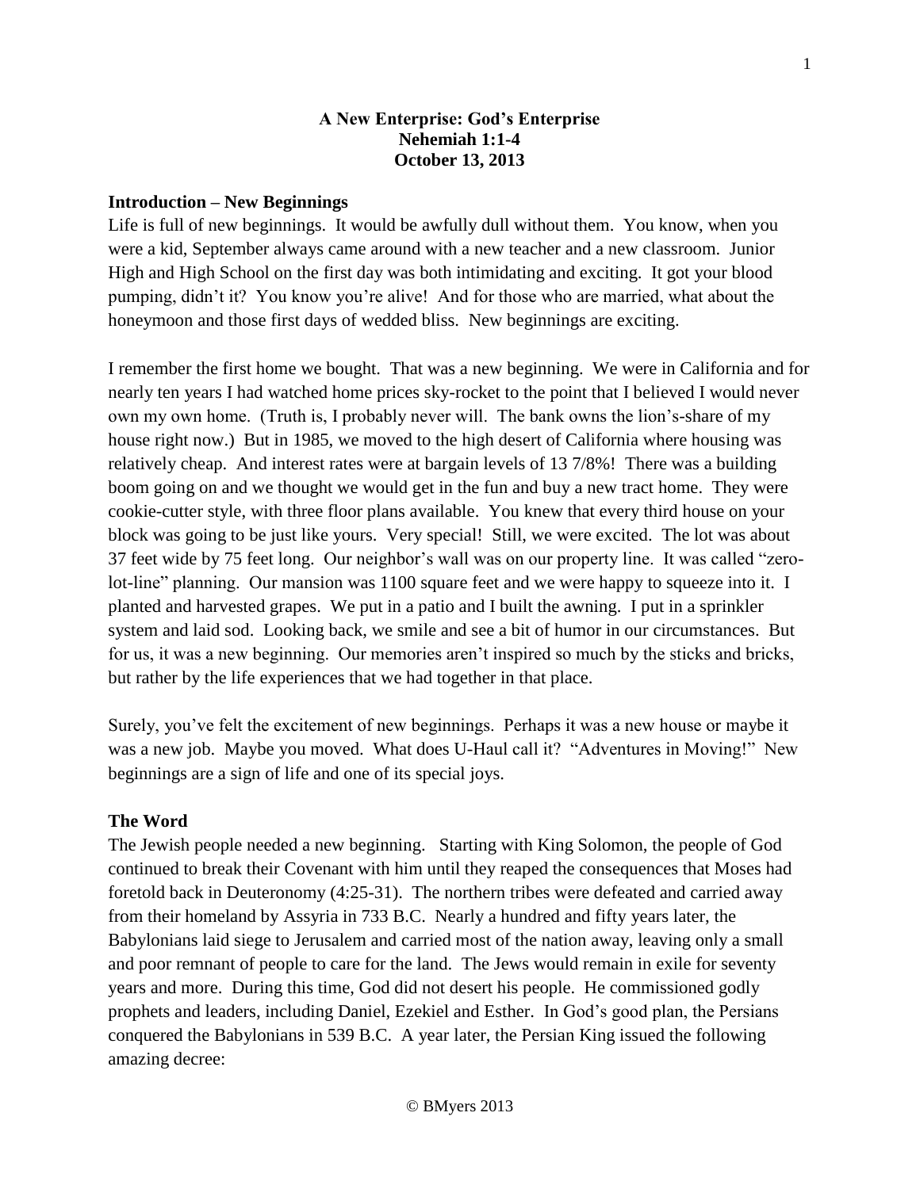**A New Enterprise: God's Enterprise**
**Nehemiah 1:1-4**
**October 13, 2013**

## Introduction – New Beginnings

Life is full of new beginnings. It would be awfully dull without them. You know, when you were a kid, September always came around with a new teacher and a new classroom. Junior High and High School on the first day was both intimidating and exciting. It got your blood pumping, didn't it? You know you're alive! And for those who are married, what about the honeymoon and those first days of wedded bliss. New beginnings are exciting.

I remember the first home we bought. That was a new beginning. We were in California and for nearly ten years I had watched home prices sky-rocket to the point that I believed I would never own my own home. (Truth is, I probably never will. The bank owns the lion's-share of my house right now.) But in 1985, we moved to the high desert of California where housing was relatively cheap. And interest rates were at bargain levels of 13 7/8%! There was a building boom going on and we thought we would get in the fun and buy a new tract home. They were cookie-cutter style, with three floor plans available. You knew that every third house on your block was going to be just like yours. Very special! Still, we were excited. The lot was about 37 feet wide by 75 feet long. Our neighbor's wall was on our property line. It was called "zero-lot-line" planning. Our mansion was 1100 square feet and we were happy to squeeze into it. I planted and harvested grapes. We put in a patio and I built the awning. I put in a sprinkler system and laid sod. Looking back, we smile and see a bit of humor in our circumstances. But for us, it was a new beginning. Our memories aren't inspired so much by the sticks and bricks, but rather by the life experiences that we had together in that place.

Surely, you've felt the excitement of new beginnings. Perhaps it was a new house or maybe it was a new job. Maybe you moved. What does U-Haul call it? "Adventures in Moving!" New beginnings are a sign of life and one of its special joys.

## The Word

The Jewish people needed a new beginning. Starting with King Solomon, the people of God continued to break their Covenant with him until they reaped the consequences that Moses had foretold back in Deuteronomy (4:25-31). The northern tribes were defeated and carried away from their homeland by Assyria in 733 B.C. Nearly a hundred and fifty years later, the Babylonians laid siege to Jerusalem and carried most of the nation away, leaving only a small and poor remnant of people to care for the land. The Jews would remain in exile for seventy years and more. During this time, God did not desert his people. He commissioned godly prophets and leaders, including Daniel, Ezekiel and Esther. In God's good plan, the Persians conquered the Babylonians in 539 B.C. A year later, the Persian King issued the following amazing decree: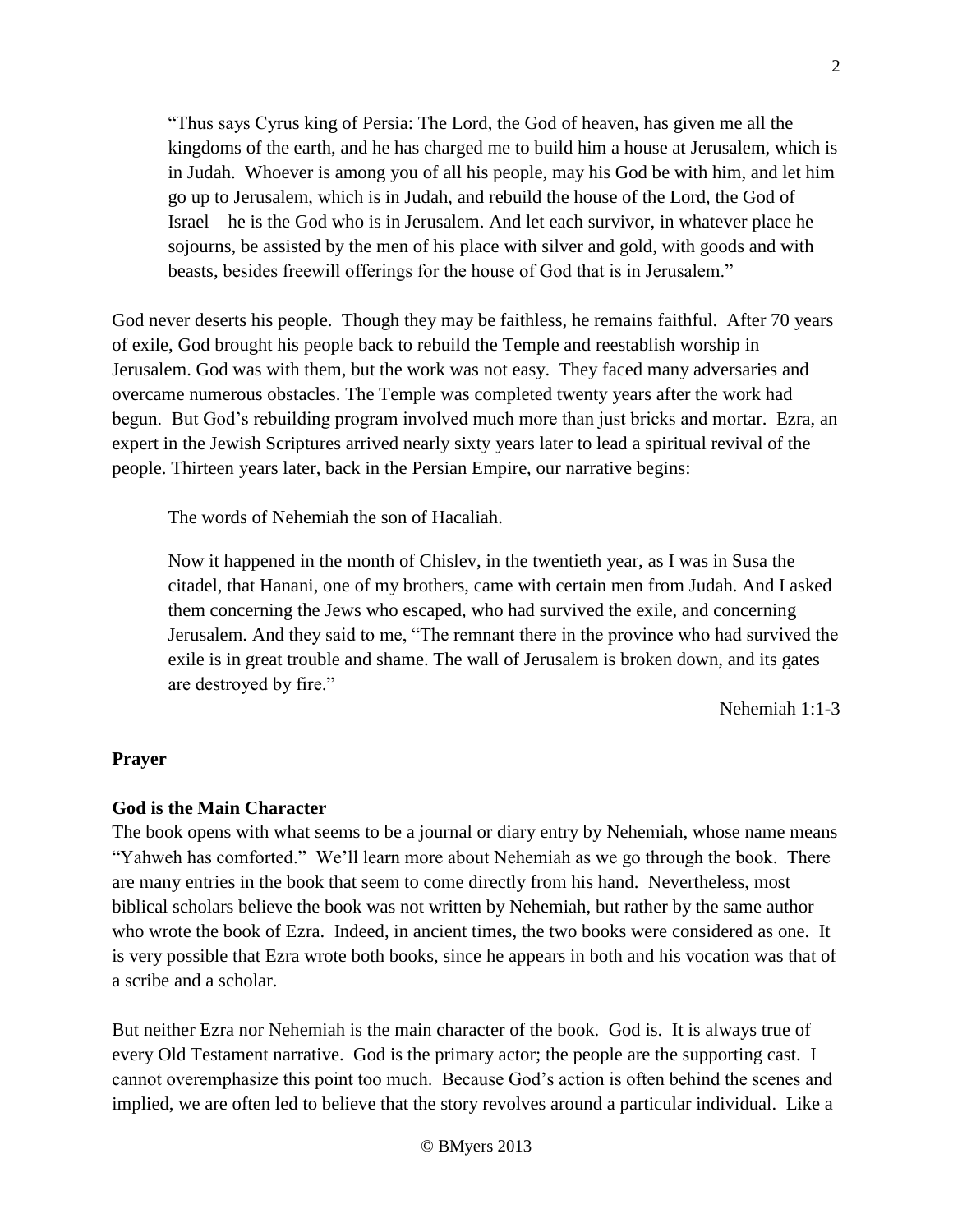> "Thus says Cyrus king of Persia: The Lord, the God of heaven, has given me all the kingdoms of the earth, and he has charged me to build him a house at Jerusalem, which is in Judah. Whoever is among you of all his people, may his God be with him, and let him go up to Jerusalem, which is in Judah, and rebuild the house of the Lord, the God of Israel—he is the God who is in Jerusalem. And let each survivor, in whatever place he sojourns, be assisted by the men of his place with silver and gold, with goods and with beasts, besides freewill offerings for the house of God that is in Jerusalem."

God never deserts his people. Though they may be faithless, he remains faithful. After 70 years of exile, God brought his people back to rebuild the Temple and reestablish worship in Jerusalem. God was with them, but the work was not easy. They faced many adversaries and overcame numerous obstacles. The Temple was completed twenty years after the work had begun. But God's rebuilding program involved much more than just bricks and mortar. Ezra, an expert in the Jewish Scriptures arrived nearly sixty years later to lead a spiritual revival of the people. Thirteen years later, back in the Persian Empire, our narrative begins:

> The words of Nehemiah the son of Hacaliah.
>
> Now it happened in the month of Chislev, in the twentieth year, as I was in Susa the citadel, that Hanani, one of my brothers, came with certain men from Judah. And I asked them concerning the Jews who escaped, who had survived the exile, and concerning Jerusalem. And they said to me, "The remnant there in the province who had survived the exile is in great trouble and shame. The wall of Jerusalem is broken down, and its gates are destroyed by fire."
>
> Nehemiah 1:1-3

**Prayer**

**God is the Main Character**

The book opens with what seems to be a journal or diary entry by Nehemiah, whose name means "Yahweh has comforted." We'll learn more about Nehemiah as we go through the book. There are many entries in the book that seem to come directly from his hand. Nevertheless, most biblical scholars believe the book was not written by Nehemiah, but rather by the same author who wrote the book of Ezra. Indeed, in ancient times, the two books were considered as one. It is very possible that Ezra wrote both books, since he appears in both and his vocation was that of a scribe and a scholar.

But neither Ezra nor Nehemiah is the main character of the book. God is. It is always true of every Old Testament narrative. God is the primary actor; the people are the supporting cast. I cannot overemphasize this point too much. Because God's action is often behind the scenes and implied, we are often led to believe that the story revolves around a particular individual. Like a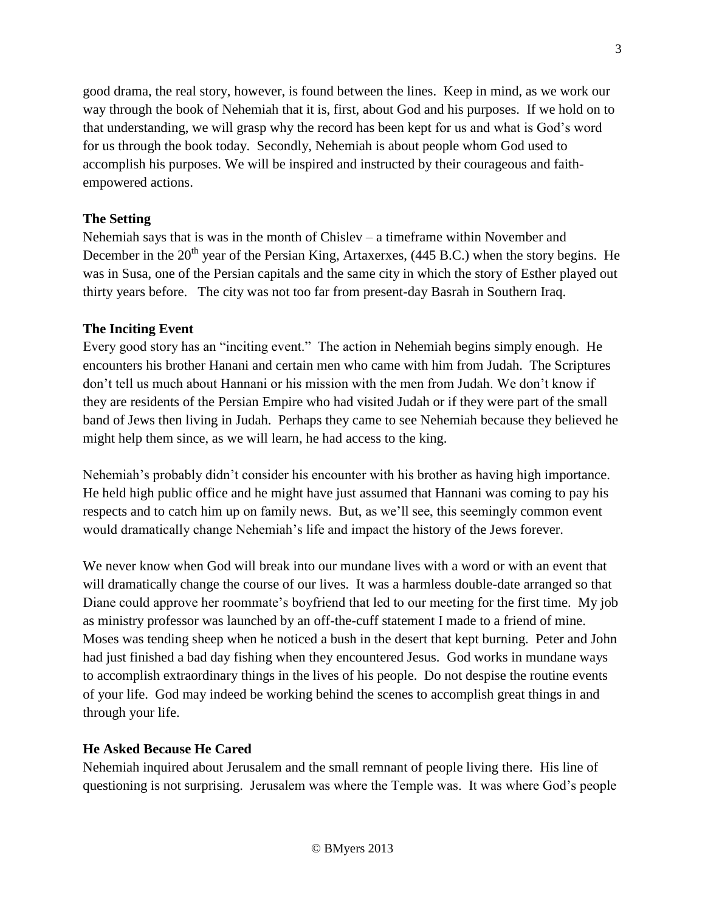good drama, the real story, however, is found between the lines. Keep in mind, as we work our way through the book of Nehemiah that it is, first, about God and his purposes. If we hold on to that understanding, we will grasp why the record has been kept for us and what is God's word for us through the book today. Secondly, Nehemiah is about people whom God used to accomplish his purposes. We will be inspired and instructed by their courageous and faith-empowered actions.

**The Setting**

Nehemiah says that is was in the month of Chislev – a timeframe within November and December in the 20th year of the Persian King, Artaxerxes, (445 B.C.) when the story begins. He was in Susa, one of the Persian capitals and the same city in which the story of Esther played out thirty years before. The city was not too far from present-day Basrah in Southern Iraq.

**The Inciting Event**

Every good story has an "inciting event." The action in Nehemiah begins simply enough. He encounters his brother Hanani and certain men who came with him from Judah. The Scriptures don't tell us much about Hannani or his mission with the men from Judah. We don't know if they are residents of the Persian Empire who had visited Judah or if they were part of the small band of Jews then living in Judah. Perhaps they came to see Nehemiah because they believed he might help them since, as we will learn, he had access to the king.

Nehemiah's probably didn't consider his encounter with his brother as having high importance. He held high public office and he might have just assumed that Hannani was coming to pay his respects and to catch him up on family news. But, as we'll see, this seemingly common event would dramatically change Nehemiah's life and impact the history of the Jews forever.

We never know when God will break into our mundane lives with a word or with an event that will dramatically change the course of our lives. It was a harmless double-date arranged so that Diane could approve her roommate's boyfriend that led to our meeting for the first time. My job as ministry professor was launched by an off-the-cuff statement I made to a friend of mine. Moses was tending sheep when he noticed a bush in the desert that kept burning. Peter and John had just finished a bad day fishing when they encountered Jesus. God works in mundane ways to accomplish extraordinary things in the lives of his people. Do not despise the routine events of your life. God may indeed be working behind the scenes to accomplish great things in and through your life.

**He Asked Because He Cared**

Nehemiah inquired about Jerusalem and the small remnant of people living there. His line of questioning is not surprising. Jerusalem was where the Temple was. It was where God's people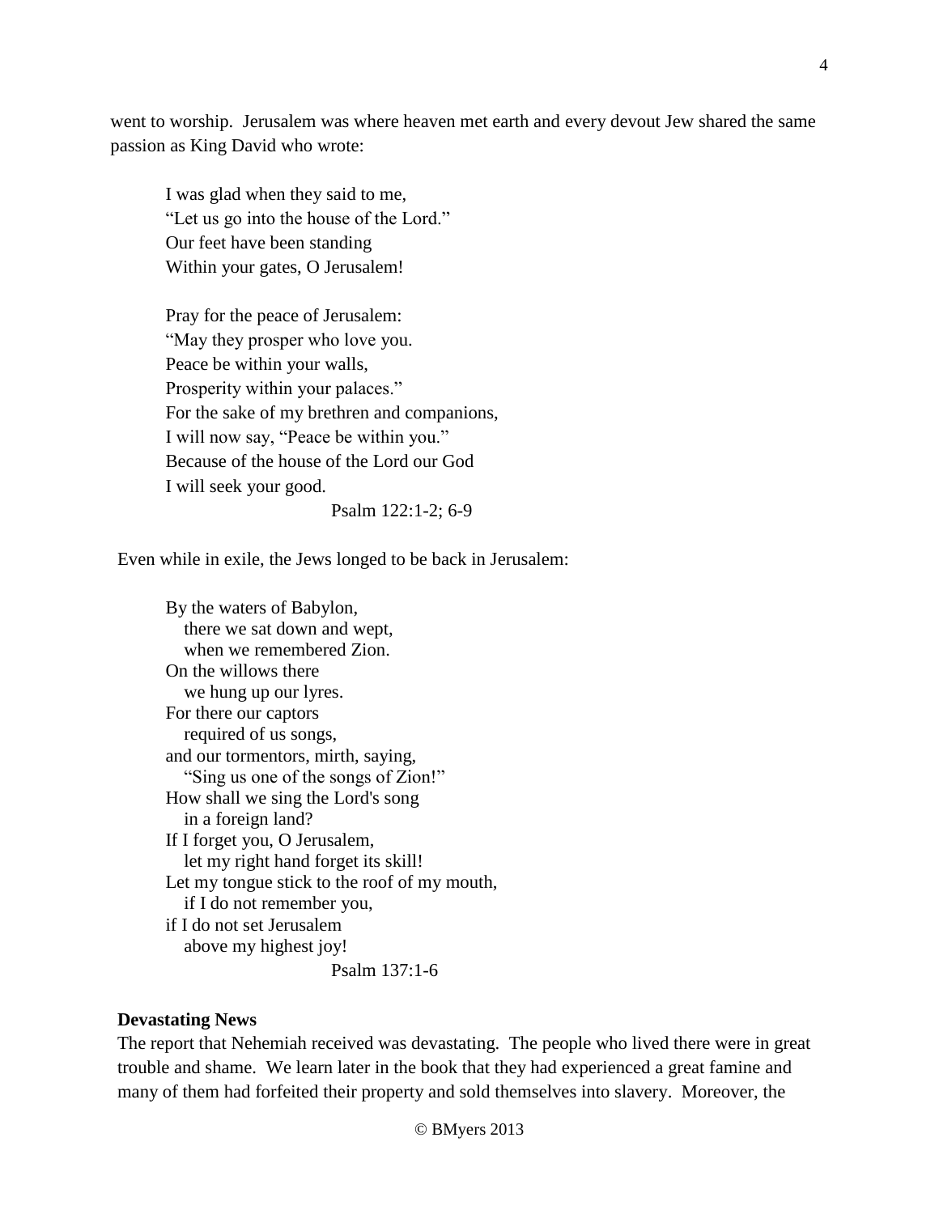went to worship. Jerusalem was where heaven met earth and every devout Jew shared the same passion as King David who wrote:

> I was glad when they said to me,  
> "Let us go into the house of the Lord."  
> Our feet have been standing  
> Within your gates, O Jerusalem!
>
> Pray for the peace of Jerusalem:  
> "May they prosper who love you.  
> Peace be within your walls,  
> Prosperity within your palaces."  
> For the sake of my brethren and companions,  
> I will now say, "Peace be within you."  
> Because of the house of the Lord our God  
> I will seek your good.
>
> Psalm 122:1-2; 6-9

Even while in exile, the Jews longed to be back in Jerusalem:

> By the waters of Babylon,  
> there we sat down and wept,  
> when we remembered Zion.  
> On the willows there  
> we hung up our lyres.  
> For there our captors  
> required of us songs,  
> and our tormentors, mirth, saying,  
> "Sing us one of the songs of Zion!"  
> How shall we sing the Lord's song  
> in a foreign land?  
> If I forget you, O Jerusalem,  
> let my right hand forget its skill!  
> Let my tongue stick to the roof of my mouth,  
> if I do not remember you,  
> if I do not set Jerusalem  
> above my highest joy!
>
> Psalm 137:1-6

**Devastating News**

The report that Nehemiah received was devastating. The people who lived there were in great trouble and shame. We learn later in the book that they had experienced a great famine and many of them had forfeited their property and sold themselves into slavery. Moreover, the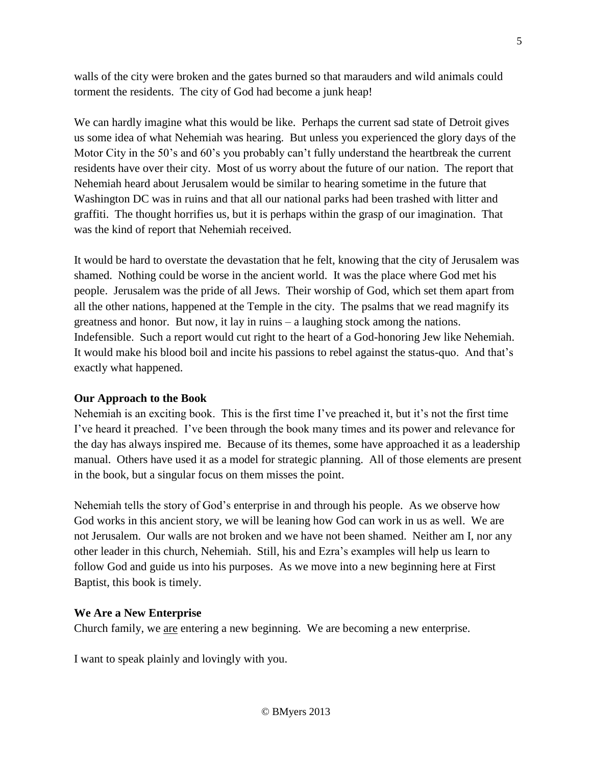walls of the city were broken and the gates burned so that marauders and wild animals could torment the residents. The city of God had become a junk heap!

We can hardly imagine what this would be like. Perhaps the current sad state of Detroit gives us some idea of what Nehemiah was hearing. But unless you experienced the glory days of the Motor City in the 50's and 60's you probably can't fully understand the heartbreak the current residents have over their city. Most of us worry about the future of our nation. The report that Nehemiah heard about Jerusalem would be similar to hearing sometime in the future that Washington DC was in ruins and that all our national parks had been trashed with litter and graffiti. The thought horrifies us, but it is perhaps within the grasp of our imagination. That was the kind of report that Nehemiah received.

It would be hard to overstate the devastation that he felt, knowing that the city of Jerusalem was shamed. Nothing could be worse in the ancient world. It was the place where God met his people. Jerusalem was the pride of all Jews. Their worship of God, which set them apart from all the other nations, happened at the Temple in the city. The psalms that we read magnify its greatness and honor. But now, it lay in ruins – a laughing stock among the nations. Indefensible. Such a report would cut right to the heart of a God-honoring Jew like Nehemiah. It would make his blood boil and incite his passions to rebel against the status-quo. And that's exactly what happened.

**Our Approach to the Book**

Nehemiah is an exciting book. This is the first time I've preached it, but it's not the first time I've heard it preached. I've been through the book many times and its power and relevance for the day has always inspired me. Because of its themes, some have approached it as a leadership manual. Others have used it as a model for strategic planning. All of those elements are present in the book, but a singular focus on them misses the point.

Nehemiah tells the story of God's enterprise in and through his people. As we observe how God works in this ancient story, we will be leaning how God can work in us as well. We are not Jerusalem. Our walls are not broken and we have not been shamed. Neither am I, nor any other leader in this church, Nehemiah. Still, his and Ezra's examples will help us learn to follow God and guide us into his purposes. As we move into a new beginning here at First Baptist, this book is timely.

**We Are a New Enterprise**

Church family, we <u>are</u> entering a new beginning. We are becoming a new enterprise.

I want to speak plainly and lovingly with you.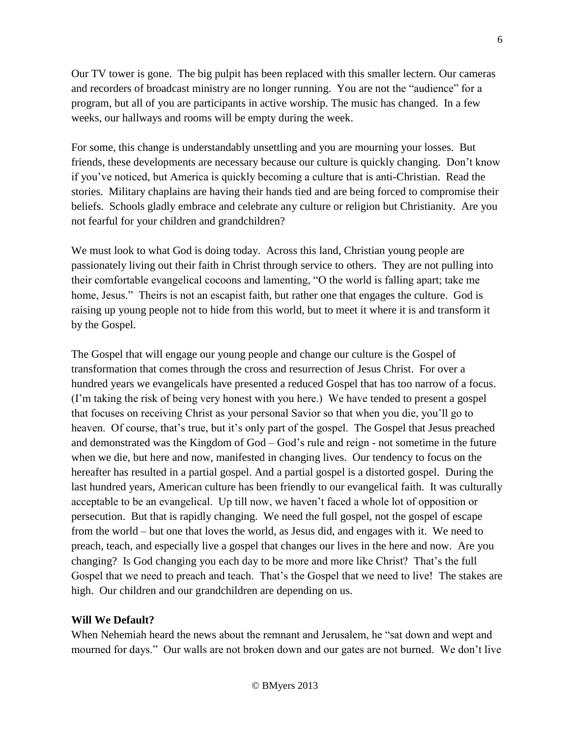Our TV tower is gone. The big pulpit has been replaced with this smaller lectern. Our cameras and recorders of broadcast ministry are no longer running. You are not the "audience" for a program, but all of you are participants in active worship. The music has changed. In a few weeks, our hallways and rooms will be empty during the week.

For some, this change is understandably unsettling and you are mourning your losses. But friends, these developments are necessary because our culture is quickly changing. Don't know if you've noticed, but America is quickly becoming a culture that is anti-Christian. Read the stories. Military chaplains are having their hands tied and are being forced to compromise their beliefs. Schools gladly embrace and celebrate any culture or religion but Christianity. Are you not fearful for your children and grandchildren?

We must look to what God is doing today. Across this land, Christian young people are passionately living out their faith in Christ through service to others. They are not pulling into their comfortable evangelical cocoons and lamenting, "O the world is falling apart; take me home, Jesus." Theirs is not an escapist faith, but rather one that engages the culture. God is raising up young people not to hide from this world, but to meet it where it is and transform it by the Gospel.

The Gospel that will engage our young people and change our culture is the Gospel of transformation that comes through the cross and resurrection of Jesus Christ. For over a hundred years we evangelicals have presented a reduced Gospel that has too narrow of a focus. (I'm taking the risk of being very honest with you here.) We have tended to present a gospel that focuses on receiving Christ as your personal Savior so that when you die, you'll go to heaven. Of course, that's true, but it's only part of the gospel. The Gospel that Jesus preached and demonstrated was the Kingdom of God – God's rule and reign - not sometime in the future when we die, but here and now, manifested in changing lives. Our tendency to focus on the hereafter has resulted in a partial gospel. And a partial gospel is a distorted gospel. During the last hundred years, American culture has been friendly to our evangelical faith. It was culturally acceptable to be an evangelical. Up till now, we haven't faced a whole lot of opposition or persecution. But that is rapidly changing. We need the full gospel, not the gospel of escape from the world – but one that loves the world, as Jesus did, and engages with it. We need to preach, teach, and especially live a gospel that changes our lives in the here and now. Are you changing? Is God changing you each day to be more and more like Christ? That's the full Gospel that we need to preach and teach. That's the Gospel that we need to live! The stakes are high. Our children and our grandchildren are depending on us.

**Will We Default?**

When Nehemiah heard the news about the remnant and Jerusalem, he "sat down and wept and mourned for days." Our walls are not broken down and our gates are not burned. We don't live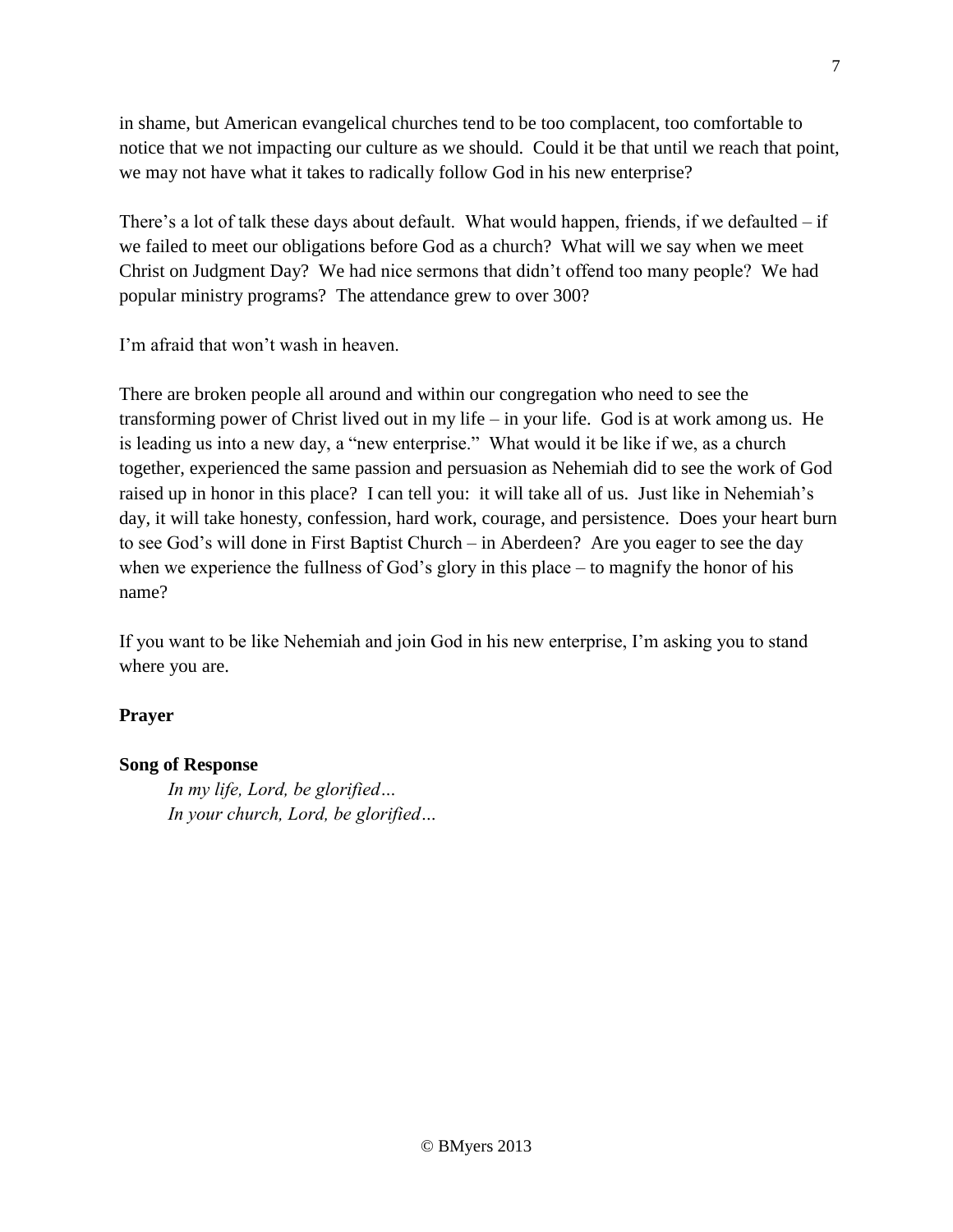in shame, but American evangelical churches tend to be too complacent, too comfortable to notice that we not impacting our culture as we should. Could it be that until we reach that point, we may not have what it takes to radically follow God in his new enterprise?

There's a lot of talk these days about default. What would happen, friends, if we defaulted – if we failed to meet our obligations before God as a church? What will we say when we meet Christ on Judgment Day? We had nice sermons that didn't offend too many people? We had popular ministry programs? The attendance grew to over 300?

I'm afraid that won't wash in heaven.

There are broken people all around and within our congregation who need to see the transforming power of Christ lived out in my life – in your life. God is at work among us. He is leading us into a new day, a "new enterprise." What would it be like if we, as a church together, experienced the same passion and persuasion as Nehemiah did to see the work of God raised up in honor in this place? I can tell you: it will take all of us. Just like in Nehemiah's day, it will take honesty, confession, hard work, courage, and persistence. Does your heart burn to see God's will done in First Baptist Church – in Aberdeen? Are you eager to see the day when we experience the fullness of God's glory in this place – to magnify the honor of his name?

If you want to be like Nehemiah and join God in his new enterprise, I'm asking you to stand where you are.

**Prayer**

**Song of Response**

*In my life, Lord, be glorified…*
*In your church, Lord, be glorified…*

© BMyers 2013